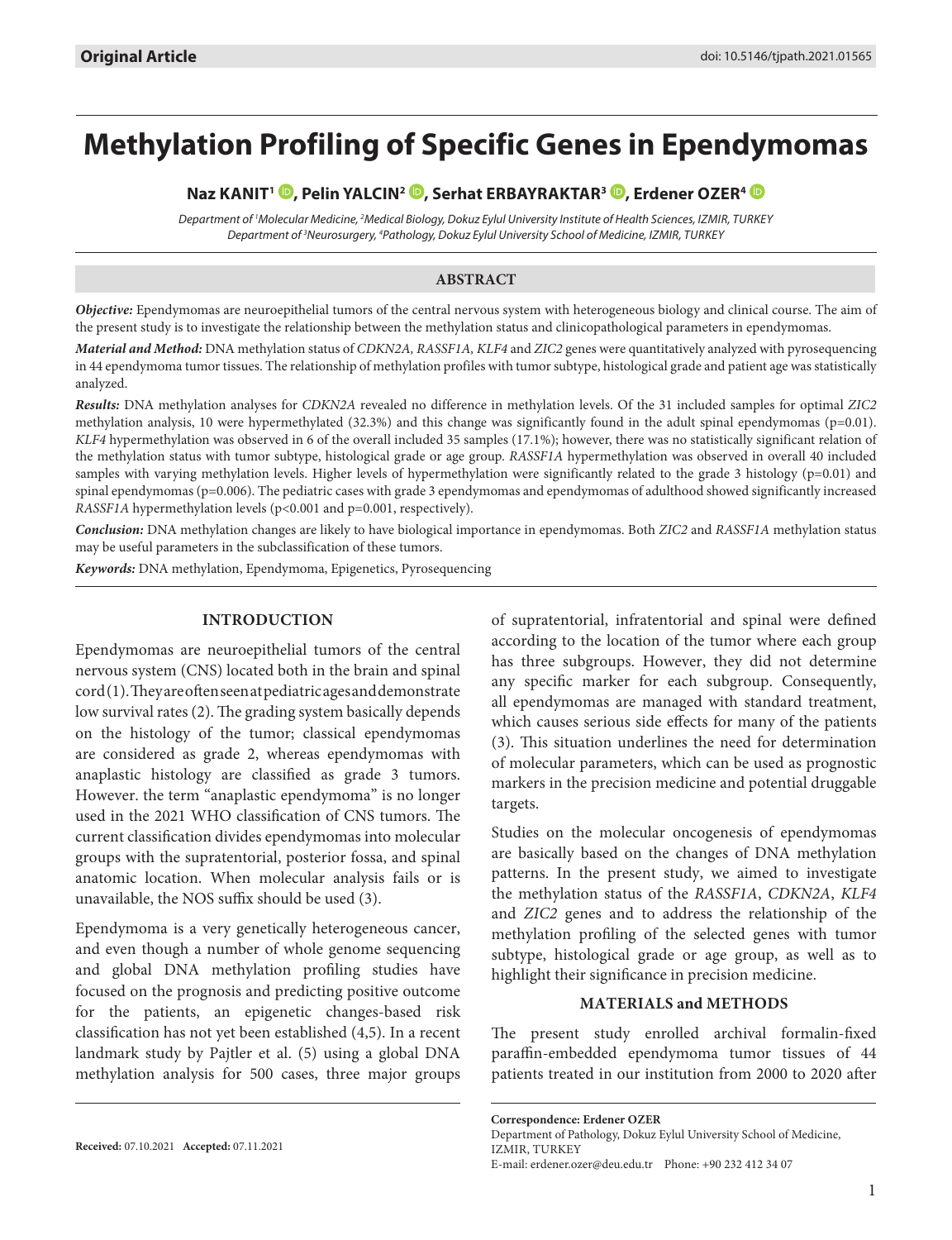**Original Article**

doi: 10.5146/tjpath.2021.01565

# Methylation Profiling of Specific Genes in Ependymomas

**Naz KANIT[1], Pelin YALCIN[2], Serhat ERBAYRAKTAR[3], Erdener OZER[4]**

*Department of [1]Molecular Medicine, [2]Medical Biology, Dokuz Eylul University Institute of Health Sciences, IZMIR, TURKEY*
*Department of [3]Neurosurgery, [4]Pathology, Dokuz Eylul University School of Medicine, IZMIR, TURKEY*

## ABSTRACT

***Objective:*** Ependymomas are neuroepithelial tumors of the central nervous system with heterogeneous biology and clinical course. The aim of the present study is to investigate the relationship between the methylation status and clinicopathological parameters in ependymomas.

***Material and Method:*** DNA methylation status of *CDKN2A, RASSF1A, KLF4* and *ZIC2* genes were quantitatively analyzed with pyrosequencing in 44 ependymoma tumor tissues. The relationship of methylation profiles with tumor subtype, histological grade and patient age was statistically analyzed.

***Results:*** DNA methylation analyses for *CDKN2A* revealed no difference in methylation levels. Of the 31 included samples for optimal *ZIC2* methylation analysis, 10 were hypermethylated (32.3%) and this change was significantly found in the adult spinal ependymomas (p=0.01). *KLF4* hypermethylation was observed in 6 of the overall included 35 samples (17.1%); however, there was no statistically significant relation of the methylation status with tumor subtype, histological grade or age group. *RASSF1A* hypermethylation was observed in overall 40 included samples with varying methylation levels. Higher levels of hypermethylation were significantly related to the grade 3 histology (p=0.01) and spinal ependymomas (p=0.006). The pediatric cases with grade 3 ependymomas and ependymomas of adulthood showed significantly increased *RASSF1A* hypermethylation levels (p<0.001 and p=0.001, respectively).

***Conclusion:*** DNA methylation changes are likely to have biological importance in ependymomas. Both *ZIC2* and *RASSF1A* methylation status may be useful parameters in the subclassification of these tumors.

***Keywords:*** DNA methylation, Ependymoma, Epigenetics, Pyrosequencing

## INTRODUCTION

Ependymomas are neuroepithelial tumors of the central nervous system (CNS) located both in the brain and spinal cord (1). They are often seen at pediatric ages and demonstrate low survival rates (2). The grading system basically depends on the histology of the tumor; classical ependymomas are considered as grade 2, whereas ependymomas with anaplastic histology are classified as grade 3 tumors. However. the term "anaplastic ependymoma" is no longer used in the 2021 WHO classification of CNS tumors. The current classification divides ependymomas into molecular groups with the supratentorial, posterior fossa, and spinal anatomic location. When molecular analysis fails or is unavailable, the NOS suffix should be used (3).

Ependymoma is a very genetically heterogeneous cancer, and even though a number of whole genome sequencing and global DNA methylation profiling studies have focused on the prognosis and predicting positive outcome for the patients, an epigenetic changes-based risk classification has not yet been established (4,5). In a recent landmark study by Pajtler et al. (5) using a global DNA methylation analysis for 500 cases, three major groups of supratentorial, infratentorial and spinal were defined according to the location of the tumor where each group has three subgroups. However, they did not determine any specific marker for each subgroup. Consequently, all ependymomas are managed with standard treatment, which causes serious side effects for many of the patients (3). This situation underlines the need for determination of molecular parameters, which can be used as prognostic markers in the precision medicine and potential druggable targets.

Studies on the molecular oncogenesis of ependymomas are basically based on the changes of DNA methylation patterns. In the present study, we aimed to investigate the methylation status of the *RASSF1A*, *CDKN2A*, *KLF4* and *ZIC2* genes and to address the relationship of the methylation profiling of the selected genes with tumor subtype, histological grade or age group, as well as to highlight their significance in precision medicine.

## MATERIALS and METHODS

The present study enrolled archival formalin-fixed paraffin-embedded ependymoma tumor tissues of 44 patients treated in our institution from 2000 to 2020 after

**Received:** 07.10.2021 **Accepted:** 07.11.2021

**Correspondence: Erdener OZER**
Department of Pathology, Dokuz Eylul University School of Medicine, IZMIR, TURKEY
E-mail: erdener.ozer@deu.edu.tr Phone: +90 232 412 34 07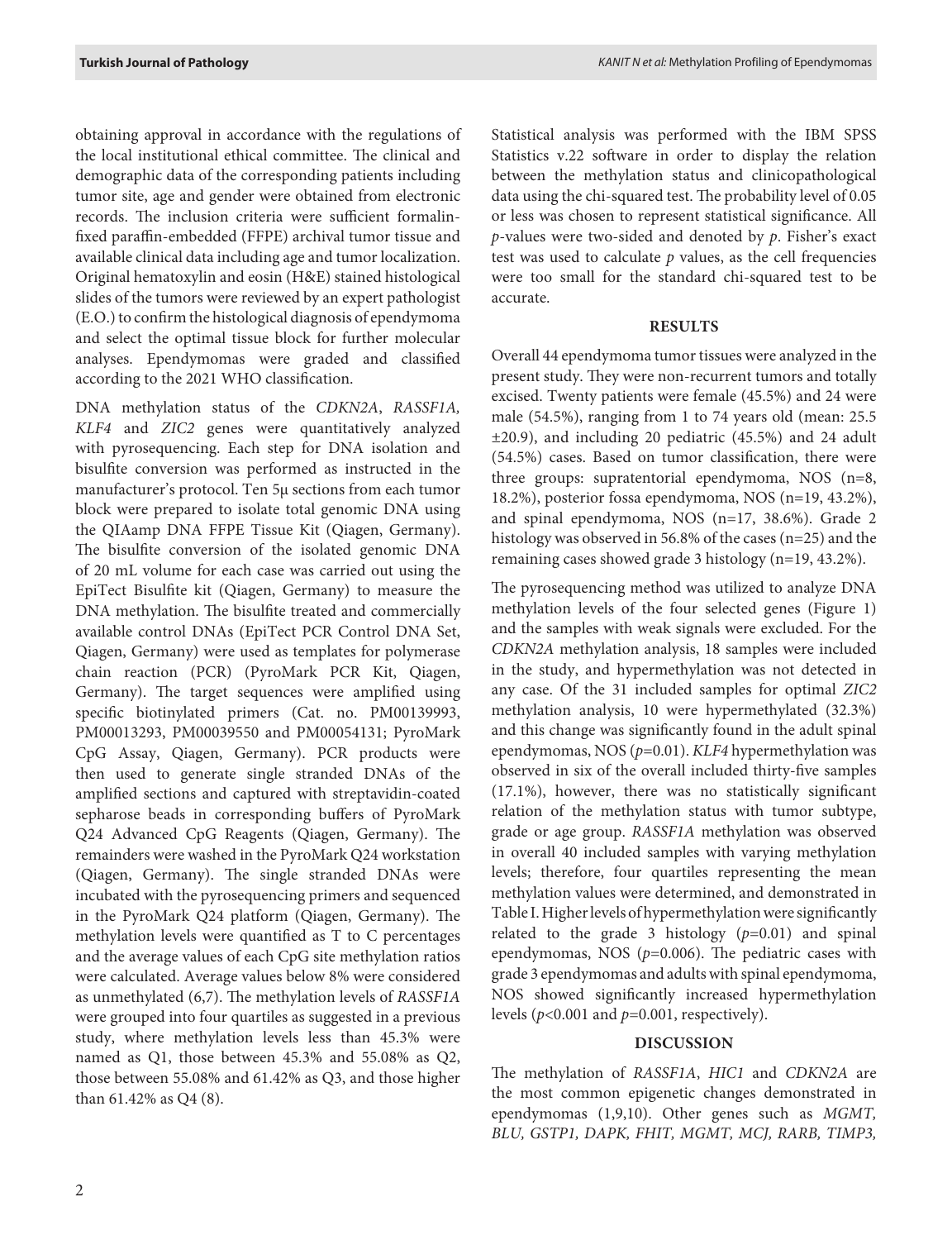obtaining approval in accordance with the regulations of the local institutional ethical committee. The clinical and demographic data of the corresponding patients including tumor site, age and gender were obtained from electronic records. The inclusion criteria were sufficient formalin-fixed paraffin-embedded (FFPE) archival tumor tissue and available clinical data including age and tumor localization. Original hematoxylin and eosin (H&E) stained histological slides of the tumors were reviewed by an expert pathologist (E.O.) to confirm the histological diagnosis of ependymoma and select the optimal tissue block for further molecular analyses. Ependymomas were graded and classified according to the 2021 WHO classification.

DNA methylation status of the *CDKN2A*, *RASSF1A, KLF4* and *ZIC2* genes were quantitatively analyzed with pyrosequencing. Each step for DNA isolation and bisulfite conversion was performed as instructed in the manufacturer's protocol. Ten 5µ sections from each tumor block were prepared to isolate total genomic DNA using the QIAamp DNA FFPE Tissue Kit (Qiagen, Germany). The bisulfite conversion of the isolated genomic DNA of 20 mL volume for each case was carried out using the EpiTect Bisulfite kit (Qiagen, Germany) to measure the DNA methylation. The bisulfite treated and commercially available control DNAs (EpiTect PCR Control DNA Set, Qiagen, Germany) were used as templates for polymerase chain reaction (PCR) (PyroMark PCR Kit, Qiagen, Germany). The target sequences were amplified using specific biotinylated primers (Cat. no. PM00139993, PM00013293, PM00039550 and PM00054131; PyroMark CpG Assay, Qiagen, Germany). PCR products were then used to generate single stranded DNAs of the amplified sections and captured with streptavidin-coated sepharose beads in corresponding buffers of PyroMark Q24 Advanced CpG Reagents (Qiagen, Germany). The remainders were washed in the PyroMark Q24 workstation (Qiagen, Germany). The single stranded DNAs were incubated with the pyrosequencing primers and sequenced in the PyroMark Q24 platform (Qiagen, Germany). The methylation levels were quantified as T to C percentages and the average values of each CpG site methylation ratios were calculated. Average values below 8% were considered as unmethylated (6,7). The methylation levels of *RASSF1A* were grouped into four quartiles as suggested in a previous study, where methylation levels less than 45.3% were named as Q1, those between 45.3% and 55.08% as Q2, those between 55.08% and 61.42% as Q3, and those higher than 61.42% as Q4 (8).

Statistical analysis was performed with the IBM SPSS Statistics v.22 software in order to display the relation between the methylation status and clinicopathological data using the chi-squared test. The probability level of 0.05 or less was chosen to represent statistical significance. All *p*-values were two-sided and denoted by *p*. Fisher's exact test was used to calculate *p* values, as the cell frequencies were too small for the standard chi-squared test to be accurate.

## RESULTS

Overall 44 ependymoma tumor tissues were analyzed in the present study. They were non-recurrent tumors and totally excised. Twenty patients were female (45.5%) and 24 were male (54.5%), ranging from 1 to 74 years old (mean: 25.5 ±20.9), and including 20 pediatric (45.5%) and 24 adult (54.5%) cases. Based on tumor classification, there were three groups: supratentorial ependymoma, NOS (n=8, 18.2%), posterior fossa ependymoma, NOS (n=19, 43.2%), and spinal ependymoma, NOS (n=17, 38.6%). Grade 2 histology was observed in 56.8% of the cases (n=25) and the remaining cases showed grade 3 histology (n=19, 43.2%).

The pyrosequencing method was utilized to analyze DNA methylation levels of the four selected genes (Figure 1) and the samples with weak signals were excluded. For the *CDKN2A* methylation analysis, 18 samples were included in the study, and hypermethylation was not detected in any case. Of the 31 included samples for optimal *ZIC2* methylation analysis, 10 were hypermethylated (32.3%) and this change was significantly found in the adult spinal ependymomas, NOS ($p$=0.01). *KLF4* hypermethylation was observed in six of the overall included thirty-five samples (17.1%), however, there was no statistically significant relation of the methylation status with tumor subtype, grade or age group. *RASSF1A* methylation was observed in overall 40 included samples with varying methylation levels; therefore, four quartiles representing the mean methylation values were determined, and demonstrated in Table I. Higher levels of hypermethylation were significantly related to the grade 3 histology ($p$=0.01) and spinal ependymomas, NOS ($p$=0.006). The pediatric cases with grade 3 ependymomas and adults with spinal ependymoma, NOS showed significantly increased hypermethylation levels ($p$<0.001 and $p$=0.001, respectively).

## DISCUSSION

The methylation of *RASSF1A*, *HIC1* and *CDKN2A* are the most common epigenetic changes demonstrated in ependymomas (1,9,10). Other genes such as *MGMT, BLU, GSTP1, DAPK, FHIT, MGMT, MCJ, RARB, TIMP3,*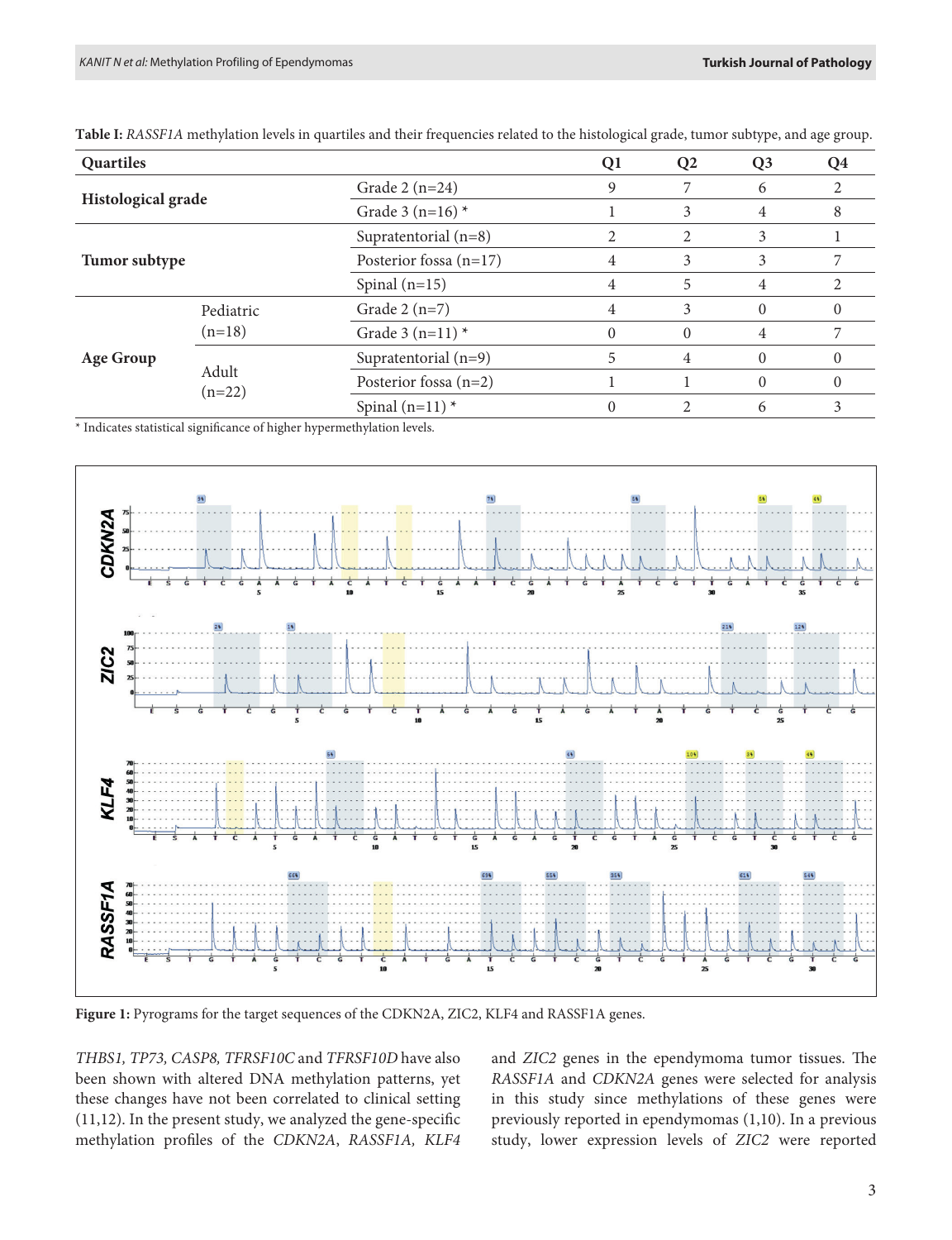**Table I:** *RASSF1A* methylation levels in quartiles and their frequencies related to the histological grade, tumor subtype, and age group.

| Quartiles | | | Q1 | Q2 | Q3 | Q4 |
|---|---|---|---|---|---|---|
| **Histological grade** | | Grade 2 (n=24) | 9 | 7 | 6 | 2 |
| | | Grade 3 (n=16) * | 1 | 3 | 4 | 8 |
| **Tumor subtype** | | Supratentorial (n=8) | 2 | 2 | 3 | 1 |
| | | Posterior fossa (n=17) | 4 | 3 | 3 | 7 |
| | | Spinal (n=15) | 4 | 5 | 4 | 2 |
| **Age Group** | Pediatric (n=18) | Grade 2 (n=7) | 4 | 3 | 0 | 0 |
| | | Grade 3 (n=11) * | 0 | 0 | 4 | 7 |
| | Adult (n=22) | Supratentorial (n=9) | 5 | 4 | 0 | 0 |
| | | Posterior fossa (n=2) | 1 | 1 | 0 | 0 |
| | | Spinal (n=11) * | 0 | 2 | 6 | 3 |

\* Indicates statistical significance of higher hypermethylation levels.

**Figure 1:** Pyrograms for the target sequences of the CDKN2A, ZIC2, KLF4 and RASSF1A genes.

*THBS1, TP73, CASP8, TFRSF10C* and *TFRSF10D* have also been shown with altered DNA methylation patterns, yet these changes have not been correlated to clinical setting (11,12). In the present study, we analyzed the gene-specific methylation profiles of the *CDKN2A*, *RASSF1A, KLF4* and *ZIC2* genes in the ependymoma tumor tissues. The *RASSF1A* and *CDKN2A* genes were selected for analysis in this study since methylations of these genes were previously reported in ependymomas (1,10). In a previous study, lower expression levels of *ZIC2* were reported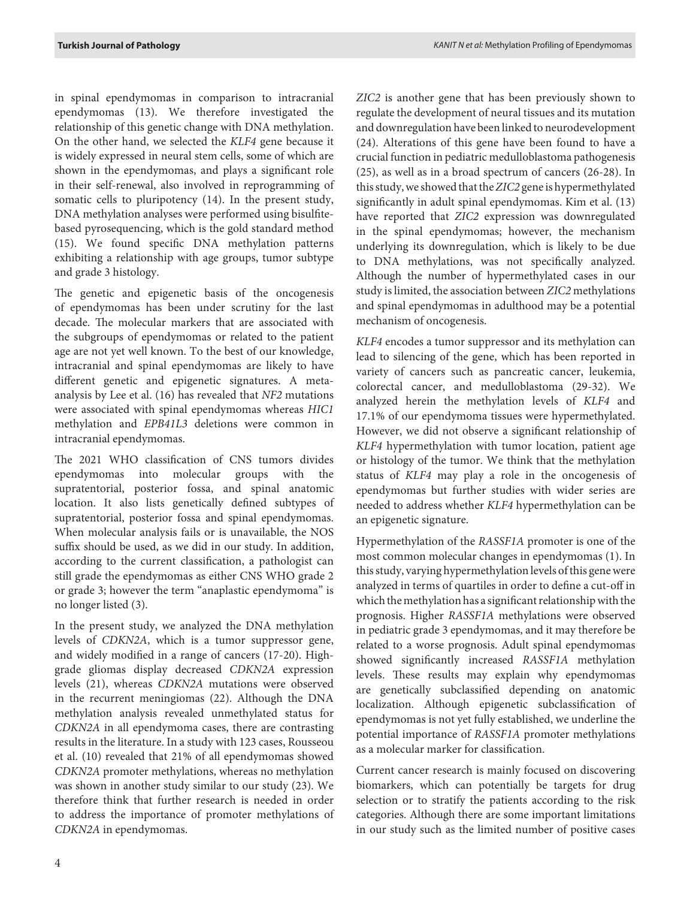in spinal ependymomas in comparison to intracranial ependymomas (13). We therefore investigated the relationship of this genetic change with DNA methylation. On the other hand, we selected the *KLF4* gene because it is widely expressed in neural stem cells, some of which are shown in the ependymomas, and plays a significant role in their self-renewal, also involved in reprogramming of somatic cells to pluripotency (14). In the present study, DNA methylation analyses were performed using bisulfite-based pyrosequencing, which is the gold standard method (15). We found specific DNA methylation patterns exhibiting a relationship with age groups, tumor subtype and grade 3 histology.

The genetic and epigenetic basis of the oncogenesis of ependymomas has been under scrutiny for the last decade. The molecular markers that are associated with the subgroups of ependymomas or related to the patient age are not yet well known. To the best of our knowledge, intracranial and spinal ependymomas are likely to have different genetic and epigenetic signatures. A meta-analysis by Lee et al. (16) has revealed that *NF2* mutations were associated with spinal ependymomas whereas *HIC1* methylation and *EPB41L3* deletions were common in intracranial ependymomas.

The 2021 WHO classification of CNS tumors divides ependymomas into molecular groups with the supratentorial, posterior fossa, and spinal anatomic location. It also lists genetically defined subtypes of supratentorial, posterior fossa and spinal ependymomas. When molecular analysis fails or is unavailable, the NOS suffix should be used, as we did in our study. In addition, according to the current classification, a pathologist can still grade the ependymomas as either CNS WHO grade 2 or grade 3; however the term "anaplastic ependymoma" is no longer listed (3).

In the present study, we analyzed the DNA methylation levels of *CDKN2A*, which is a tumor suppressor gene, and widely modified in a range of cancers (17-20). High-grade gliomas display decreased *CDKN2A* expression levels (21), whereas *CDKN2A* mutations were observed in the recurrent meningiomas (22). Although the DNA methylation analysis revealed unmethylated status for *CDKN2A* in all ependymoma cases, there are contrasting results in the literature. In a study with 123 cases, Rousseou et al. (10) revealed that 21% of all ependymomas showed *CDKN2A* promoter methylations, whereas no methylation was shown in another study similar to our study (23). We therefore think that further research is needed in order to address the importance of promoter methylations of *CDKN2A* in ependymomas.

*ZIC2* is another gene that has been previously shown to regulate the development of neural tissues and its mutation and downregulation have been linked to neurodevelopment (24). Alterations of this gene have been found to have a crucial function in pediatric medulloblastoma pathogenesis (25), as well as in a broad spectrum of cancers (26-28). In this study, we showed that the *ZIC2* gene is hypermethylated significantly in adult spinal ependymomas. Kim et al. (13) have reported that *ZIC2* expression was downregulated in the spinal ependymomas; however, the mechanism underlying its downregulation, which is likely to be due to DNA methylations, was not specifically analyzed. Although the number of hypermethylated cases in our study is limited, the association between *ZIC2* methylations and spinal ependymomas in adulthood may be a potential mechanism of oncogenesis.

*KLF4* encodes a tumor suppressor and its methylation can lead to silencing of the gene, which has been reported in variety of cancers such as pancreatic cancer, leukemia, colorectal cancer, and medulloblastoma (29-32). We analyzed herein the methylation levels of *KLF4* and 17.1% of our ependymoma tissues were hypermethylated. However, we did not observe a significant relationship of *KLF4* hypermethylation with tumor location, patient age or histology of the tumor. We think that the methylation status of *KLF4* may play a role in the oncogenesis of ependymomas but further studies with wider series are needed to address whether *KLF4* hypermethylation can be an epigenetic signature.

Hypermethylation of the *RASSF1A* promoter is one of the most common molecular changes in ependymomas (1). In this study, varying hypermethylation levels of this gene were analyzed in terms of quartiles in order to define a cut-off in which the methylation has a significant relationship with the prognosis. Higher *RASSF1A* methylations were observed in pediatric grade 3 ependymomas, and it may therefore be related to a worse prognosis. Adult spinal ependymomas showed significantly increased *RASSF1A* methylation levels. These results may explain why ependymomas are genetically subclassified depending on anatomic localization. Although epigenetic subclassification of ependymomas is not yet fully established, we underline the potential importance of *RASSF1A* promoter methylations as a molecular marker for classification.

Current cancer research is mainly focused on discovering biomarkers, which can potentially be targets for drug selection or to stratify the patients according to the risk categories. Although there are some important limitations in our study such as the limited number of positive cases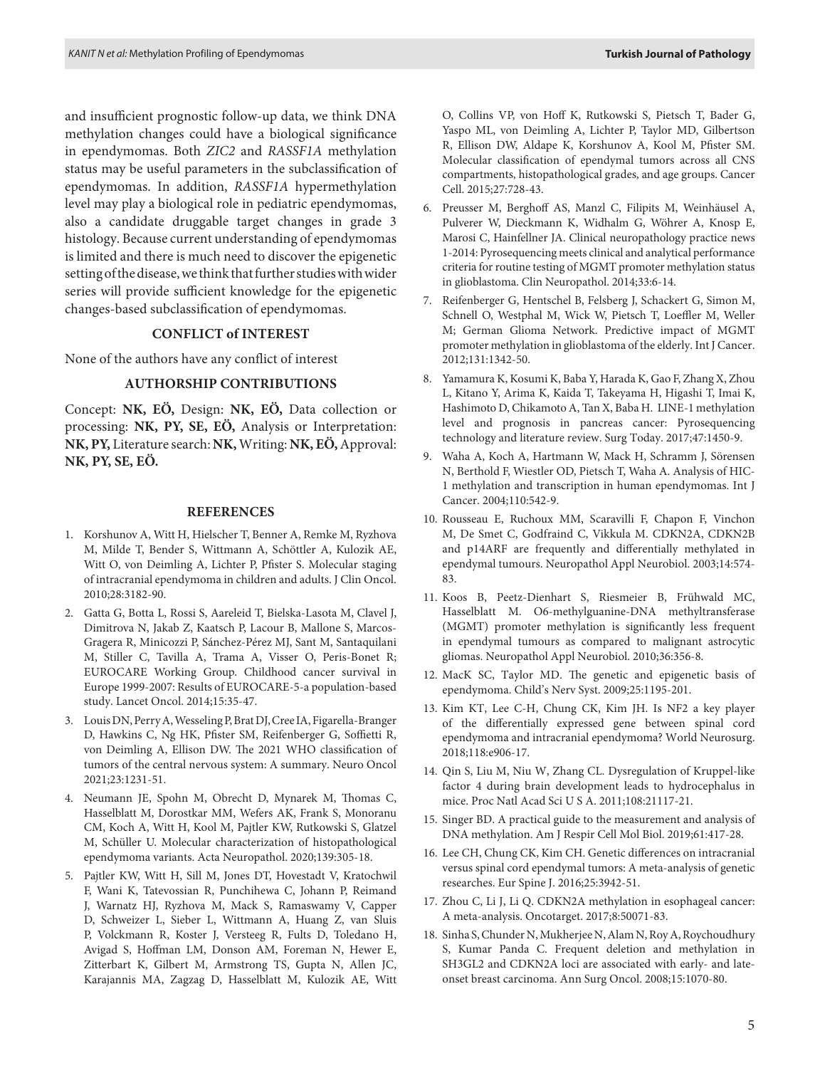and insufficient prognostic follow-up data, we think DNA methylation changes could have a biological significance in ependymomas. Both *ZIC2* and *RASSF1A* methylation status may be useful parameters in the subclassification of ependymomas. In addition, *RASSF1A* hypermethylation level may play a biological role in pediatric ependymomas, also a candidate druggable target changes in grade 3 histology. Because current understanding of ependymomas is limited and there is much need to discover the epigenetic setting of the disease, we think that further studies with wider series will provide sufficient knowledge for the epigenetic changes-based subclassification of ependymomas.

## CONFLICT of INTEREST

None of the authors have any conflict of interest

## AUTHORSHIP CONTRIBUTIONS

Concept: **NK, EÖ,** Design: **NK, EÖ,** Data collection or processing: **NK, PY, SE, EÖ,** Analysis or Interpretation: **NK, PY,** Literature search: **NK,** Writing: **NK, EÖ,** Approval: **NK, PY, SE, EÖ.**

## REFERENCES

1. Korshunov A, Witt H, Hielscher T, Benner A, Remke M, Ryzhova M, Milde T, Bender S, Wittmann A, Schöttler A, Kulozik AE, Witt O, von Deimling A, Lichter P, Pfister S. Molecular staging of intracranial ependymoma in children and adults. J Clin Oncol. 2010;28:3182-90.
2. Gatta G, Botta L, Rossi S, Aareleid T, Bielska-Lasota M, Clavel J, Dimitrova N, Jakab Z, Kaatsch P, Lacour B, Mallone S, Marcos-Gragera R, Minicozzi P, Sánchez-Pérez MJ, Sant M, Santaquilani M, Stiller C, Tavilla A, Trama A, Visser O, Peris-Bonet R; EUROCARE Working Group. Childhood cancer survival in Europe 1999-2007: Results of EUROCARE-5-a population-based study. Lancet Oncol. 2014;15:35-47.
3. Louis DN, Perry A, Wesseling P, Brat DJ, Cree IA, Figarella-Branger D, Hawkins C, Ng HK, Pfister SM, Reifenberger G, Soffietti R, von Deimling A, Ellison DW. The 2021 WHO classification of tumors of the central nervous system: A summary. Neuro Oncol 2021;23:1231-51.
4. Neumann JE, Spohn M, Obrecht D, Mynarek M, Thomas C, Hasselblatt M, Dorostkar MM, Wefers AK, Frank S, Monoranu CM, Koch A, Witt H, Kool M, Pajtler KW, Rutkowski S, Glatzel M, Schüller U. Molecular characterization of histopathological ependymoma variants. Acta Neuropathol. 2020;139:305-18.
5. Pajtler KW, Witt H, Sill M, Jones DT, Hovestadt V, Kratochwil F, Wani K, Tatevossian R, Punchihewa C, Johann P, Reimand J, Warnatz HJ, Ryzhova M, Mack S, Ramaswamy V, Capper D, Schweizer L, Sieber L, Wittmann A, Huang Z, van Sluis P, Volckmann R, Koster J, Versteeg R, Fults D, Toledano H, Avigad S, Hoffman LM, Donson AM, Foreman N, Hewer E, Zitterbart K, Gilbert M, Armstrong TS, Gupta N, Allen JC, Karajannis MA, Zagzag D, Hasselblatt M, Kulozik AE, Witt O, Collins VP, von Hoff K, Rutkowski S, Pietsch T, Bader G, Yaspo ML, von Deimling A, Lichter P, Taylor MD, Gilbertson R, Ellison DW, Aldape K, Korshunov A, Kool M, Pfister SM. Molecular classification of ependymal tumors across all CNS compartments, histopathological grades, and age groups. Cancer Cell. 2015;27:728-43.
6. Preusser M, Berghoff AS, Manzl C, Filipits M, Weinhäusel A, Pulverer W, Dieckmann K, Widhalm G, Wöhrer A, Knosp E, Marosi C, Hainfellner JA. Clinical neuropathology practice news 1-2014: Pyrosequencing meets clinical and analytical performance criteria for routine testing of MGMT promoter methylation status in glioblastoma. Clin Neuropathol. 2014;33:6-14.
7. Reifenberger G, Hentschel B, Felsberg J, Schackert G, Simon M, Schnell O, Westphal M, Wick W, Pietsch T, Loeffler M, Weller M; German Glioma Network. Predictive impact of MGMT promoter methylation in glioblastoma of the elderly. Int J Cancer. 2012;131:1342-50.
8. Yamamura K, Kosumi K, Baba Y, Harada K, Gao F, Zhang X, Zhou L, Kitano Y, Arima K, Kaida T, Takeyama H, Higashi T, Imai K, Hashimoto D, Chikamoto A, Tan X, Baba H. LINE-1 methylation level and prognosis in pancreas cancer: Pyrosequencing technology and literature review. Surg Today. 2017;47:1450-9.
9. Waha A, Koch A, Hartmann W, Mack H, Schramm J, Sörensen N, Berthold F, Wiestler OD, Pietsch T, Waha A. Analysis of HIC-1 methylation and transcription in human ependymomas. Int J Cancer. 2004;110:542-9.
10. Rousseau E, Ruchoux MM, Scaravilli F, Chapon F, Vinchon M, De Smet C, Godfraind C, Vikkula M. CDKN2A, CDKN2B and p14ARF are frequently and differentially methylated in ependymal tumours. Neuropathol Appl Neurobiol. 2003;14:574-83.
11. Koos B, Peetz-Dienhart S, Riesmeier B, Frühwald MC, Hasselblatt M. O6-methylguanine-DNA methyltransferase (MGMT) promoter methylation is significantly less frequent in ependymal tumours as compared to malignant astrocytic gliomas. Neuropathol Appl Neurobiol. 2010;36:356-8.
12. MacK SC, Taylor MD. The genetic and epigenetic basis of ependymoma. Child's Nerv Syst. 2009;25:1195-201.
13. Kim KT, Lee C-H, Chung CK, Kim JH. Is NF2 a key player of the differentially expressed gene between spinal cord ependymoma and intracranial ependymoma? World Neurosurg. 2018;118:e906-17.
14. Qin S, Liu M, Niu W, Zhang CL. Dysregulation of Kruppel-like factor 4 during brain development leads to hydrocephalus in mice. Proc Natl Acad Sci U S A. 2011;108:21117-21.
15. Singer BD. A practical guide to the measurement and analysis of DNA methylation. Am J Respir Cell Mol Biol. 2019;61:417-28.
16. Lee CH, Chung CK, Kim CH. Genetic differences on intracranial versus spinal cord ependymal tumors: A meta-analysis of genetic researches. Eur Spine J. 2016;25:3942-51.
17. Zhou C, Li J, Li Q. CDKN2A methylation in esophageal cancer: A meta-analysis. Oncotarget. 2017;8:50071-83.
18. Sinha S, Chunder N, Mukherjee N, Alam N, Roy A, Roychoudhury S, Kumar Panda C. Frequent deletion and methylation in SH3GL2 and CDKN2A loci are associated with early- and late-onset breast carcinoma. Ann Surg Oncol. 2008;15:1070-80.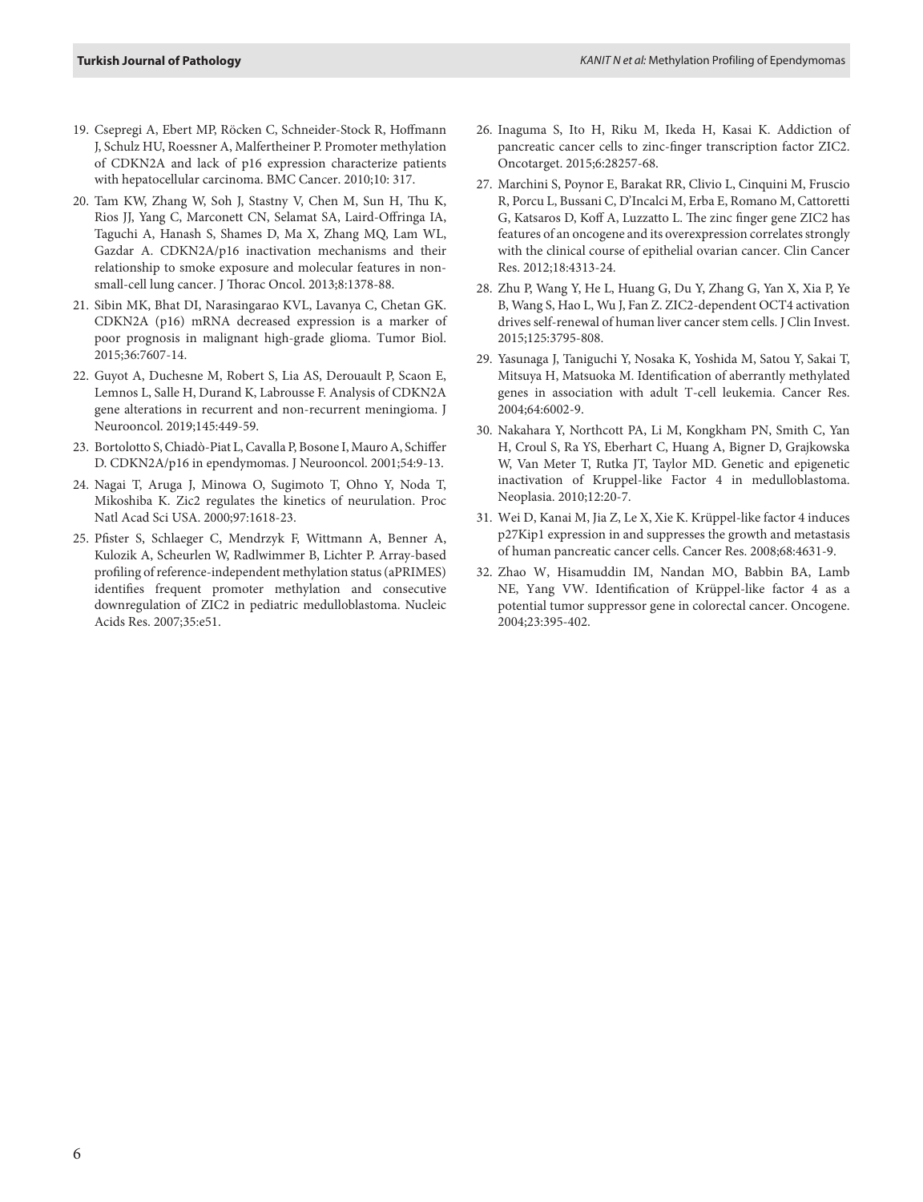19. Csepregi A, Ebert MP, Röcken C, Schneider-Stock R, Hoffmann J, Schulz HU, Roessner A, Malfertheiner P. Promoter methylation of CDKN2A and lack of p16 expression characterize patients with hepatocellular carcinoma. BMC Cancer. 2010;10: 317.
20. Tam KW, Zhang W, Soh J, Stastny V, Chen M, Sun H, Thu K, Rios JJ, Yang C, Marconett CN, Selamat SA, Laird-Offringa IA, Taguchi A, Hanash S, Shames D, Ma X, Zhang MQ, Lam WL, Gazdar A. CDKN2A/p16 inactivation mechanisms and their relationship to smoke exposure and molecular features in non-small-cell lung cancer. J Thorac Oncol. 2013;8:1378-88.
21. Sibin MK, Bhat DI, Narasingarao KVL, Lavanya C, Chetan GK. CDKN2A (p16) mRNA decreased expression is a marker of poor prognosis in malignant high-grade glioma. Tumor Biol. 2015;36:7607-14.
22. Guyot A, Duchesne M, Robert S, Lia AS, Derouault P, Scaon E, Lemnos L, Salle H, Durand K, Labrousse F. Analysis of CDKN2A gene alterations in recurrent and non-recurrent meningioma. J Neurooncol. 2019;145:449-59.
23. Bortolotto S, Chiadò-Piat L, Cavalla P, Bosone I, Mauro A, Schiffer D. CDKN2A/p16 in ependymomas. J Neurooncol. 2001;54:9-13.
24. Nagai T, Aruga J, Minowa O, Sugimoto T, Ohno Y, Noda T, Mikoshiba K. Zic2 regulates the kinetics of neurulation. Proc Natl Acad Sci USA. 2000;97:1618-23.
25. Pfister S, Schlaeger C, Mendrzyk F, Wittmann A, Benner A, Kulozik A, Scheurlen W, Radlwimmer B, Lichter P. Array-based profiling of reference-independent methylation status (aPRIMES) identifies frequent promoter methylation and consecutive downregulation of ZIC2 in pediatric medulloblastoma. Nucleic Acids Res. 2007;35:e51.
26. Inaguma S, Ito H, Riku M, Ikeda H, Kasai K. Addiction of pancreatic cancer cells to zinc-finger transcription factor ZIC2. Oncotarget. 2015;6:28257-68.
27. Marchini S, Poynor E, Barakat RR, Clivio L, Cinquini M, Fruscio R, Porcu L, Bussani C, D'Incalci M, Erba E, Romano M, Cattoretti G, Katsaros D, Koff A, Luzzatto L. The zinc finger gene ZIC2 has features of an oncogene and its overexpression correlates strongly with the clinical course of epithelial ovarian cancer. Clin Cancer Res. 2012;18:4313-24.
28. Zhu P, Wang Y, He L, Huang G, Du Y, Zhang G, Yan X, Xia P, Ye B, Wang S, Hao L, Wu J, Fan Z. ZIC2-dependent OCT4 activation drives self-renewal of human liver cancer stem cells. J Clin Invest. 2015;125:3795-808.
29. Yasunaga J, Taniguchi Y, Nosaka K, Yoshida M, Satou Y, Sakai T, Mitsuya H, Matsuoka M. Identification of aberrantly methylated genes in association with adult T-cell leukemia. Cancer Res. 2004;64:6002-9.
30. Nakahara Y, Northcott PA, Li M, Kongkham PN, Smith C, Yan H, Croul S, Ra YS, Eberhart C, Huang A, Bigner D, Grajkowska W, Van Meter T, Rutka JT, Taylor MD. Genetic and epigenetic inactivation of Kruppel-like Factor 4 in medulloblastoma. Neoplasia. 2010;12:20-7.
31. Wei D, Kanai M, Jia Z, Le X, Xie K. Krüppel-like factor 4 induces p27Kip1 expression in and suppresses the growth and metastasis of human pancreatic cancer cells. Cancer Res. 2008;68:4631-9.
32. Zhao W, Hisamuddin IM, Nandan MO, Babbin BA, Lamb NE, Yang VW. Identification of Krüppel-like factor 4 as a potential tumor suppressor gene in colorectal cancer. Oncogene. 2004;23:395-402.